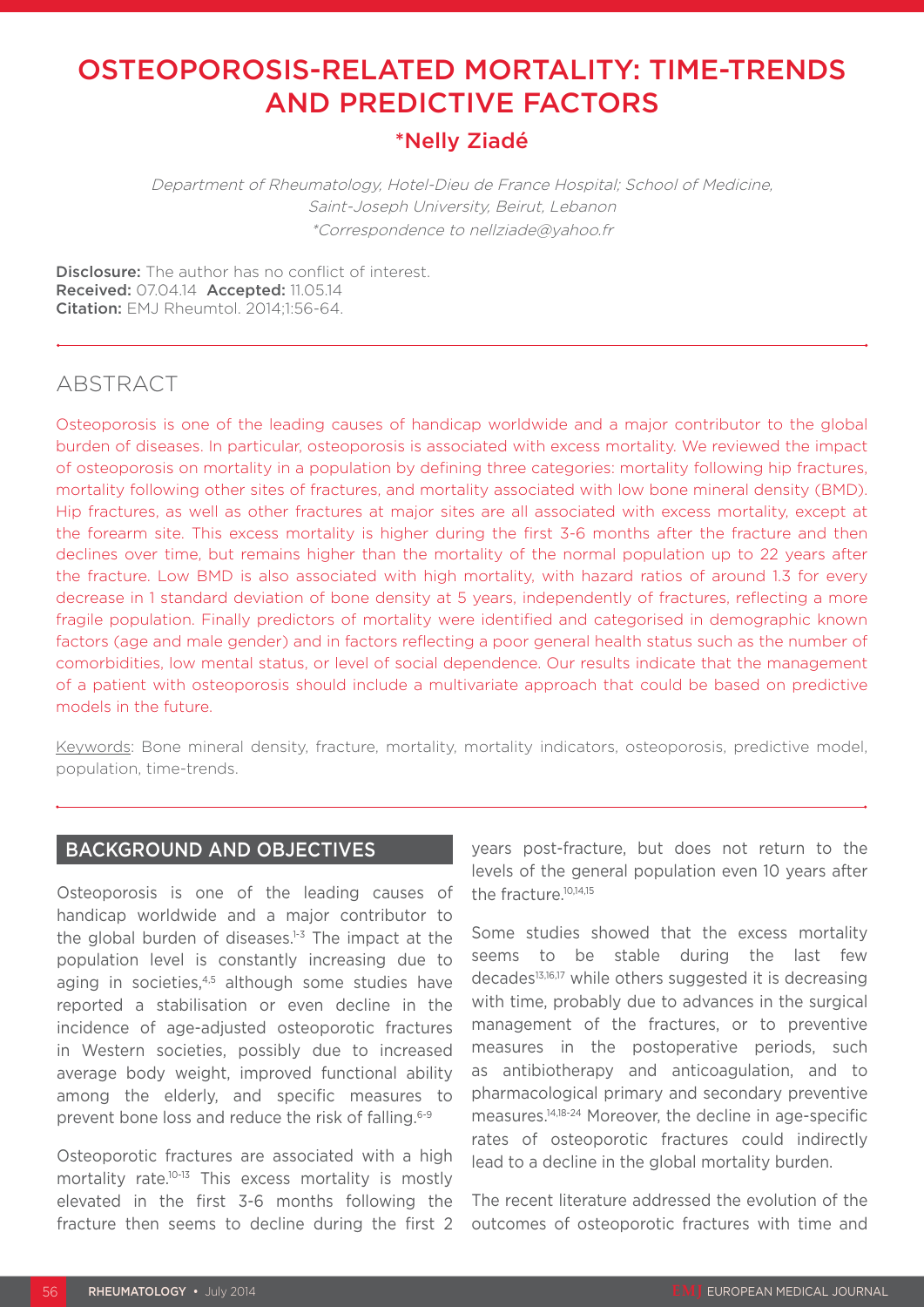# OSTEOPOROSIS-RELATED MORTALITY: TIME-TRENDS AND PREDICTIVE FACTORS

## *Nelly Ziadé

*Department of Rheumatology, Hotel-Dieu de France Hospital; School of Medicine, Saint-Joseph University, Beirut, Lebanon*
*\*Correspondence to nellziade@yahoo.fr*

**Disclosure:** The author has no conflict of interest.
**Received:** 07.04.14 **Accepted:** 11.05.14
**Citation:** EMJ Rheumtol. 2014;1:56-64.

## ABSTRACT

Osteoporosis is one of the leading causes of handicap worldwide and a major contributor to the global burden of diseases. In particular, osteoporosis is associated with excess mortality. We reviewed the impact of osteoporosis on mortality in a population by defining three categories: mortality following hip fractures, mortality following other sites of fractures, and mortality associated with low bone mineral density (BMD). Hip fractures, as well as other fractures at major sites are all associated with excess mortality, except at the forearm site. This excess mortality is higher during the first 3-6 months after the fracture and then declines over time, but remains higher than the mortality of the normal population up to 22 years after the fracture. Low BMD is also associated with high mortality, with hazard ratios of around 1.3 for every decrease in 1 standard deviation of bone density at 5 years, independently of fractures, reflecting a more fragile population. Finally predictors of mortality were identified and categorised in demographic known factors (age and male gender) and in factors reflecting a poor general health status such as the number of comorbidities, low mental status, or level of social dependence. Our results indicate that the management of a patient with osteoporosis should include a multivariate approach that could be based on predictive models in the future.

Keywords: Bone mineral density, fracture, mortality, mortality indicators, osteoporosis, predictive model, population, time-trends.

## BACKGROUND AND OBJECTIVES

Osteoporosis is one of the leading causes of handicap worldwide and a major contributor to the global burden of diseases.[1-3] The impact at the population level is constantly increasing due to aging in societies,[4,5] although some studies have reported a stabilisation or even decline in the incidence of age-adjusted osteoporotic fractures in Western societies, possibly due to increased average body weight, improved functional ability among the elderly, and specific measures to prevent bone loss and reduce the risk of falling.[6-9]

Osteoporotic fractures are associated with a high mortality rate.[10-13] This excess mortality is mostly elevated in the first 3-6 months following the fracture then seems to decline during the first 2 years post-fracture, but does not return to the levels of the general population even 10 years after the fracture.[10,14,15]

Some studies showed that the excess mortality seems to be stable during the last few decades[13,16,17] while others suggested it is decreasing with time, probably due to advances in the surgical management of the fractures, or to preventive measures in the postoperative periods, such as antibiotherapy and anticoagulation, and to pharmacological primary and secondary preventive measures.[14,18-24] Moreover, the decline in age-specific rates of osteoporotic fractures could indirectly lead to a decline in the global mortality burden.

The recent literature addressed the evolution of the outcomes of osteoporotic fractures with time and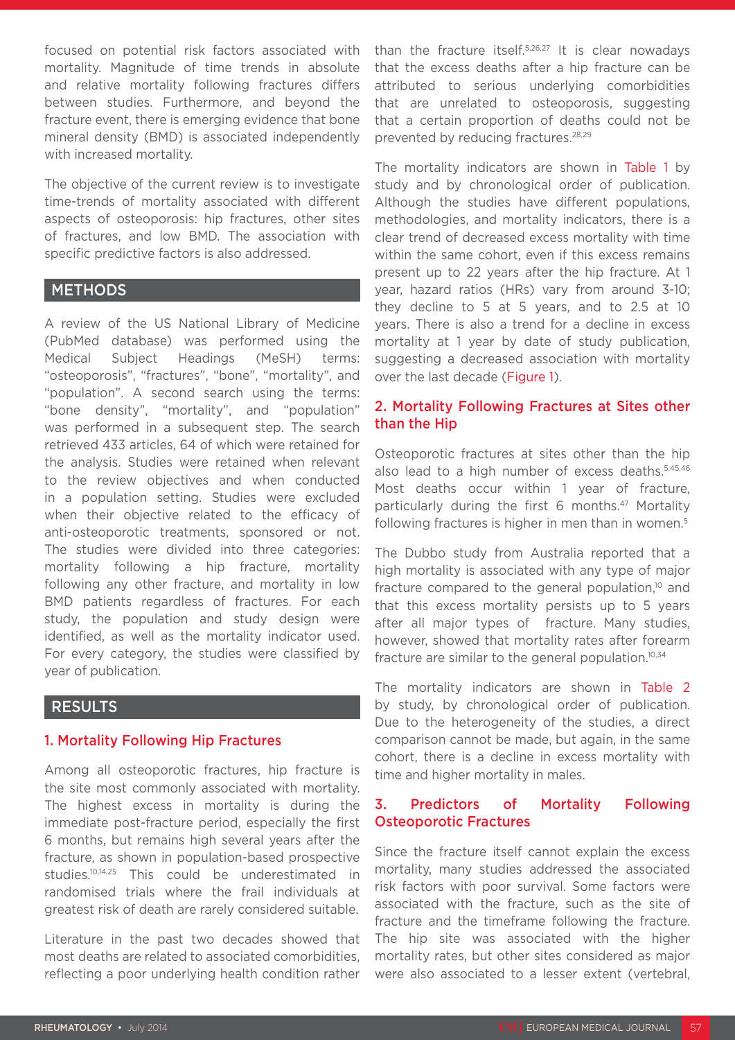focused on potential risk factors associated with mortality. Magnitude of time trends in absolute and relative mortality following fractures differs between studies. Furthermore, and beyond the fracture event, there is emerging evidence that bone mineral density (BMD) is associated independently with increased mortality.

The objective of the current review is to investigate time-trends of mortality associated with different aspects of osteoporosis: hip fractures, other sites of fractures, and low BMD. The association with specific predictive factors is also addressed.

## METHODS

A review of the US National Library of Medicine (PubMed database) was performed using the Medical Subject Headings (MeSH) terms: "osteoporosis", "fractures", "bone", "mortality", and "population". A second search using the terms: "bone density", "mortality", and "population" was performed in a subsequent step. The search retrieved 433 articles, 64 of which were retained for the analysis. Studies were retained when relevant to the review objectives and when conducted in a population setting. Studies were excluded when their objective related to the efficacy of anti-osteoporotic treatments, sponsored or not. The studies were divided into three categories: mortality following a hip fracture, mortality following any other fracture, and mortality in low BMD patients regardless of fractures. For each study, the population and study design were identified, as well as the mortality indicator used. For every category, the studies were classified by year of publication.

## RESULTS

### 1. Mortality Following Hip Fractures

Among all osteoporotic fractures, hip fracture is the site most commonly associated with mortality. The highest excess in mortality is during the immediate post-fracture period, especially the first 6 months, but remains high several years after the fracture, as shown in population-based prospective studies.[10,14,25] This could be underestimated in randomised trials where the frail individuals at greatest risk of death are rarely considered suitable.

Literature in the past two decades showed that most deaths are related to associated comorbidities, reflecting a poor underlying health condition rather than the fracture itself.[5,26,27] It is clear nowadays that the excess deaths after a hip fracture can be attributed to serious underlying comorbidities that are unrelated to osteoporosis, suggesting that a certain proportion of deaths could not be prevented by reducing fractures.[28,29]

The mortality indicators are shown in Table 1 by study and by chronological order of publication. Although the studies have different populations, methodologies, and mortality indicators, there is a clear trend of decreased excess mortality with time within the same cohort, even if this excess remains present up to 22 years after the hip fracture. At 1 year, hazard ratios (HRs) vary from around 3-10; they decline to 5 at 5 years, and to 2.5 at 10 years. There is also a trend for a decline in excess mortality at 1 year by date of study publication, suggesting a decreased association with mortality over the last decade (Figure 1).

### 2. Mortality Following Fractures at Sites other than the Hip

Osteoporotic fractures at sites other than the hip also lead to a high number of excess deaths.[5,45,46] Most deaths occur within 1 year of fracture, particularly during the first 6 months.[47] Mortality following fractures is higher in men than in women.[5]

The Dubbo study from Australia reported that a high mortality is associated with any type of major fracture compared to the general population,[10] and that this excess mortality persists up to 5 years after all major types of fracture. Many studies, however, showed that mortality rates after forearm fracture are similar to the general population.[10,34]

The mortality indicators are shown in Table 2 by study, by chronological order of publication. Due to the heterogeneity of the studies, a direct comparison cannot be made, but again, in the same cohort, there is a decline in excess mortality with time and higher mortality in males.

### 3. Predictors of Mortality Following Osteoporotic Fractures

Since the fracture itself cannot explain the excess mortality, many studies addressed the associated risk factors with poor survival. Some factors were associated with the fracture, such as the site of fracture and the timeframe following the fracture. The hip site was associated with the higher mortality rates, but other sites considered as major were also associated to a lesser extent (vertebral,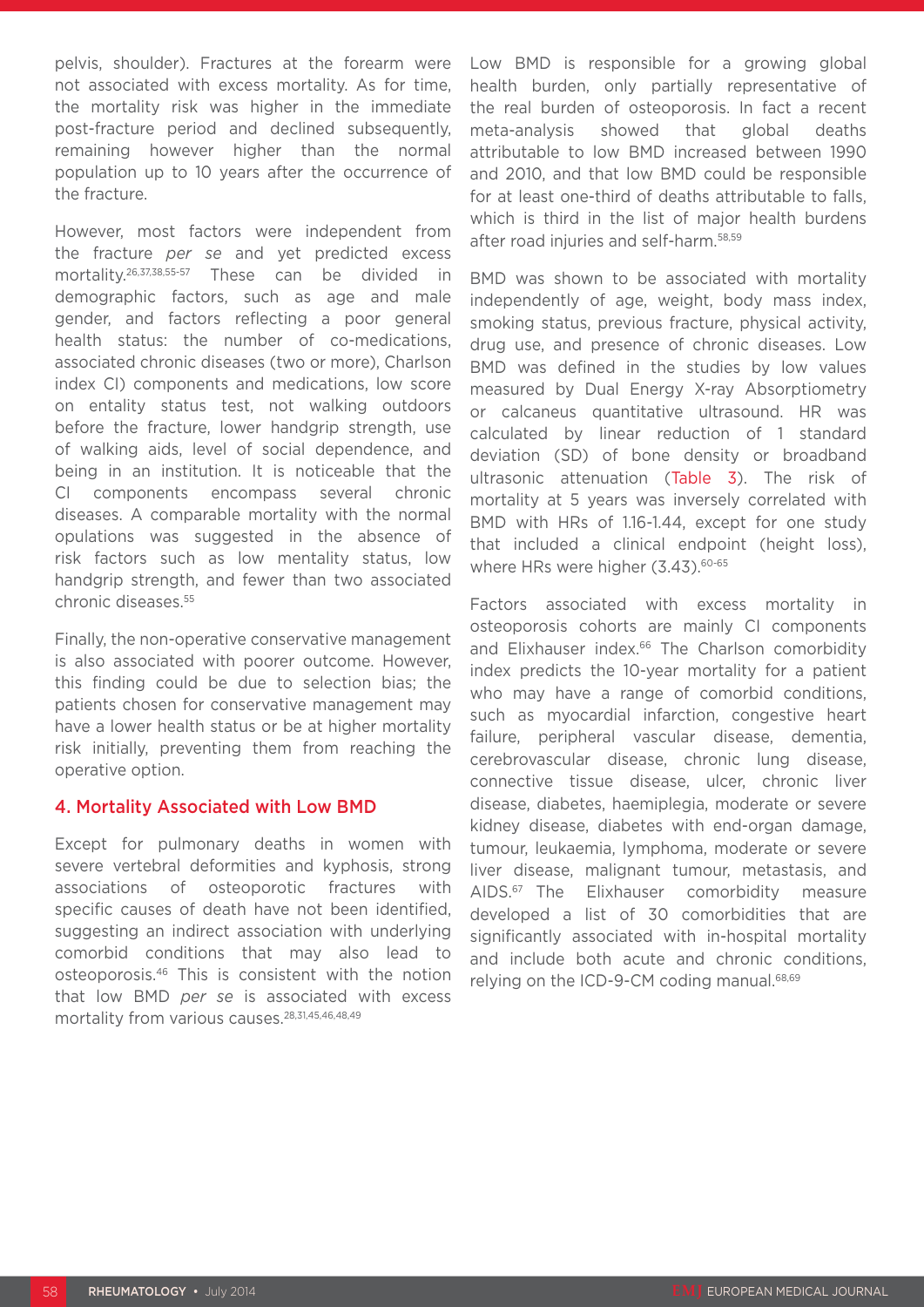pelvis, shoulder). Fractures at the forearm were not associated with excess mortality. As for time, the mortality risk was higher in the immediate post-fracture period and declined subsequently, remaining however higher than the normal population up to 10 years after the occurrence of the fracture.

However, most factors were independent from the fracture *per se* and yet predicted excess mortality.[26,37,38,55-57] These can be divided in demographic factors, such as age and male gender, and factors reflecting a poor general health status: the number of co-medications, associated chronic diseases (two or more), Charlson index CI) components and medications, low score on entality status test, not walking outdoors before the fracture, lower handgrip strength, use of walking aids, level of social dependence, and being in an institution. It is noticeable that the CI components encompass several chronic diseases. A comparable mortality with the normal opulations was suggested in the absence of risk factors such as low mentality status, low handgrip strength, and fewer than two associated chronic diseases.[55]

Finally, the non-operative conservative management is also associated with poorer outcome. However, this finding could be due to selection bias; the patients chosen for conservative management may have a lower health status or be at higher mortality risk initially, preventing them from reaching the operative option.

## 4. Mortality Associated with Low BMD

Except for pulmonary deaths in women with severe vertebral deformities and kyphosis, strong associations of osteoporotic fractures with specific causes of death have not been identified, suggesting an indirect association with underlying comorbid conditions that may also lead to osteoporosis.[46] This is consistent with the notion that low BMD *per se* is associated with excess mortality from various causes.[28,31,45,46,48,49]

Low BMD is responsible for a growing global health burden, only partially representative of the real burden of osteoporosis. In fact a recent meta-analysis showed that global deaths attributable to low BMD increased between 1990 and 2010, and that low BMD could be responsible for at least one-third of deaths attributable to falls, which is third in the list of major health burdens after road injuries and self-harm.[58,59]

BMD was shown to be associated with mortality independently of age, weight, body mass index, smoking status, previous fracture, physical activity, drug use, and presence of chronic diseases. Low BMD was defined in the studies by low values measured by Dual Energy X-ray Absorptiometry or calcaneus quantitative ultrasound. HR was calculated by linear reduction of 1 standard deviation (SD) of bone density or broadband ultrasonic attenuation (Table 3). The risk of mortality at 5 years was inversely correlated with BMD with HRs of 1.16-1.44, except for one study that included a clinical endpoint (height loss), where HRs were higher (3.43).[60-65]

Factors associated with excess mortality in osteoporosis cohorts are mainly CI components and Elixhauser index.[66] The Charlson comorbidity index predicts the 10-year mortality for a patient who may have a range of comorbid conditions, such as myocardial infarction, congestive heart failure, peripheral vascular disease, dementia, cerebrovascular disease, chronic lung disease, connective tissue disease, ulcer, chronic liver disease, diabetes, haemiplegia, moderate or severe kidney disease, diabetes with end-organ damage, tumour, leukaemia, lymphoma, moderate or severe liver disease, malignant tumour, metastasis, and AIDS.[67] The Elixhauser comorbidity measure developed a list of 30 comorbidities that are significantly associated with in-hospital mortality and include both acute and chronic conditions, relying on the ICD-9-CM coding manual.[68,69]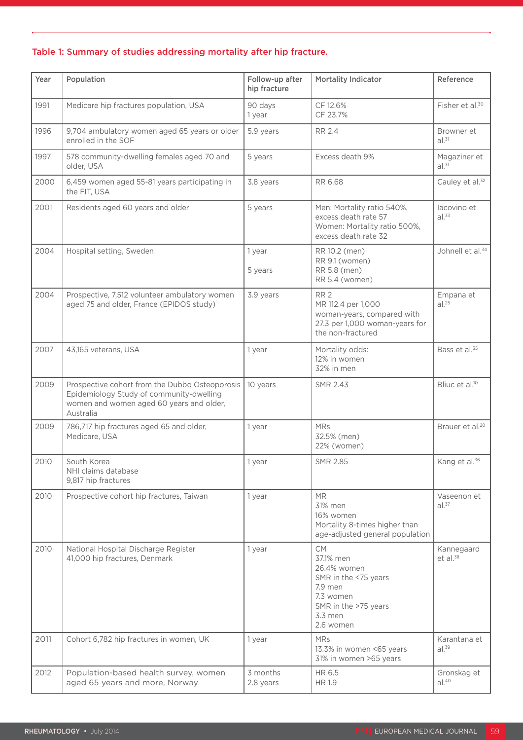**Table 1: Summary of studies addressing mortality after hip fracture.**

| Year | Population | Follow-up after hip fracture | Mortality Indicator | Reference |
|---|---|---|---|---|
| 1991 | Medicare hip fractures population, USA | 90 days<br>1 year | CF 12.6%<br>CF 23.7% | Fisher et al.[30] |
| 1996 | 9,704 ambulatory women aged 65 years or older enrolled in the SOF | 5.9 years | RR 2.4 | Browner et al.[31] |
| 1997 | 578 community-dwelling females aged 70 and older, USA | 5 years | Excess death 9% | Magaziner et al.[31] |
| 2000 | 6,459 women aged 55-81 years participating in the FIT, USA | 3.8 years | RR 6.68 | Cauley et al.[32] |
| 2001 | Residents aged 60 years and older | 5 years | Men: Mortality ratio 540%, excess death rate 57<br>Women: Mortality ratio 500%, excess death rate 32 | Iacovino et al.[33] |
| 2004 | Hospital setting, Sweden | 1 year<br><br>5 years | RR 10.2 (men)<br>RR 9.1 (women)<br>RR 5.8 (men)<br>RR 5.4 (women) | Johnell et al.[34] |
| 2004 | Prospective, 7,512 volunteer ambulatory women aged 75 and older, France (EPIDOS study) | 3.9 years | RR 2<br>MR 112.4 per 1,000 woman-years, compared with 27.3 per 1,000 woman-years for the non-fractured | Empana et al.[25] |
| 2007 | 43,165 veterans, USA | 1 year | Mortality odds:<br>12% in women<br>32% in men | Bass et al.[35] |
| 2009 | Prospective cohort from the Dubbo Osteoporosis Epidemiology Study of community-dwelling women and women aged 60 years and older, Australia | 10 years | SMR 2.43 | Bliuc et al.[10] |
| 2009 | 786,717 hip fractures aged 65 and older, Medicare, USA | 1 year | MRs<br>32.5% (men)<br>22% (women) | Brauer et al.[20] |
| 2010 | South Korea<br>NHI claims database<br>9,817 hip fractures | 1 year | SMR 2.85 | Kang et al.[36] |
| 2010 | Prospective cohort hip fractures, Taiwan | 1 year | MR<br>31% men<br>16% women<br>Mortality 8-times higher than age-adjusted general population | Vaseenon et al.[37] |
| 2010 | National Hospital Discharge Register<br>41,000 hip fractures, Denmark | 1 year | CM<br>37.1% men<br>26.4% women<br>SMR in the <75 years<br>7.9 men<br>7.3 women<br>SMR in the >75 years<br>3.3 men<br>2.6 women | Kannegaard et al.[38] |
| 2011 | Cohort 6,782 hip fractures in women, UK | 1 year | MRs<br>13.3% in women <65 years<br>31% in women >65 years | Karantana et al.[39] |
| 2012 | Population-based health survey, women aged 65 years and more, Norway | 3 months<br>2.8 years | HR 6.5<br>HR 1.9 | Gronskag et al.[40] |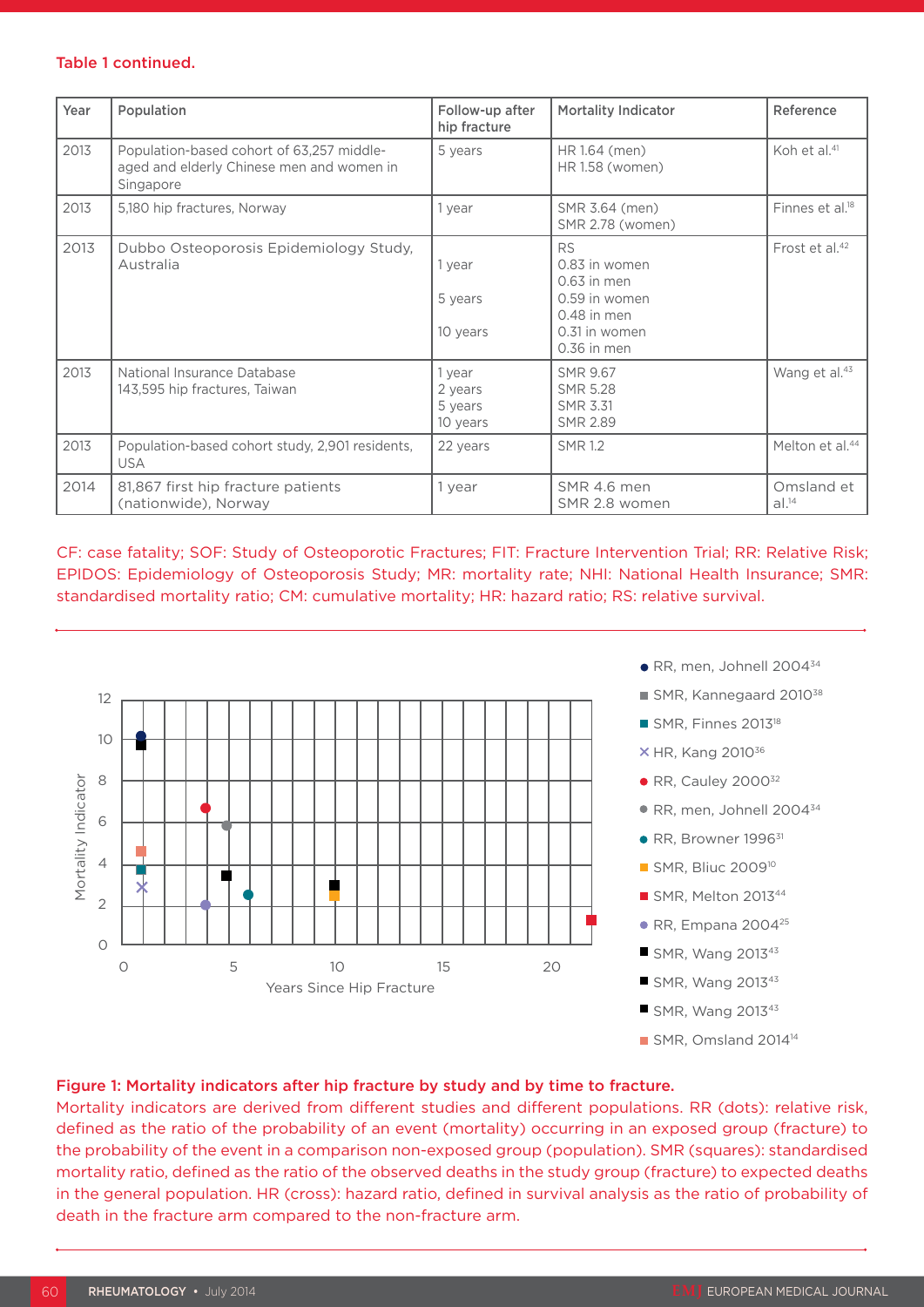**Table 1 continued.**

| Year | Population | Follow-up after hip fracture | Mortality Indicator | Reference |
|---|---|---|---|---|
| 2013 | Population-based cohort of 63,257 middle-aged and elderly Chinese men and women in Singapore | 5 years | HR 1.64 (men)<br>HR 1.58 (women) | Koh et al.[41] |
| 2013 | 5,180 hip fractures, Norway | 1 year | SMR 3.64 (men)<br>SMR 2.78 (women) | Finnes et al.[18] |
| 2013 | Dubbo Osteoporosis Epidemiology Study, Australia | 1 year<br><br>5 years<br><br>10 years | RS<br>0.83 in women<br>0.63 in men<br>0.59 in women<br>0.48 in men<br>0.31 in women<br>0.36 in men | Frost et al.[42] |
| 2013 | National Insurance Database<br>143,595 hip fractures, Taiwan | 1 year<br>2 years<br>5 years<br>10 years | SMR 9.67<br>SMR 5.28<br>SMR 3.31<br>SMR 2.89 | Wang et al.[43] |
| 2013 | Population-based cohort study, 2,901 residents, USA | 22 years | SMR 1.2 | Melton et al.[44] |
| 2014 | 81,867 first hip fracture patients (nationwide), Norway | 1 year | SMR 4.6 men<br>SMR 2.8 women | Omsland et al.[14] |

CF: case fatality; SOF: Study of Osteoporotic Fractures; FIT: Fracture Intervention Trial; RR: Relative Risk; EPIDOS: Epidemiology of Osteoporosis Study; MR: mortality rate; NHI: National Health Insurance; SMR: standardised mortality ratio; CM: cumulative mortality; HR: hazard ratio; RS: relative survival.

**Figure 1: Mortality indicators after hip fracture by study and by time to fracture.**

Mortality indicators are derived from different studies and different populations. RR (dots): relative risk, defined as the ratio of the probability of an event (mortality) occurring in an exposed group (fracture) to the probability of the event in a comparison non-exposed group (population). SMR (squares): standardised mortality ratio, defined as the ratio of the observed deaths in the study group (fracture) to expected deaths in the general population. HR (cross): hazard ratio, defined in survival analysis as the ratio of probability of death in the fracture arm compared to the non-fracture arm.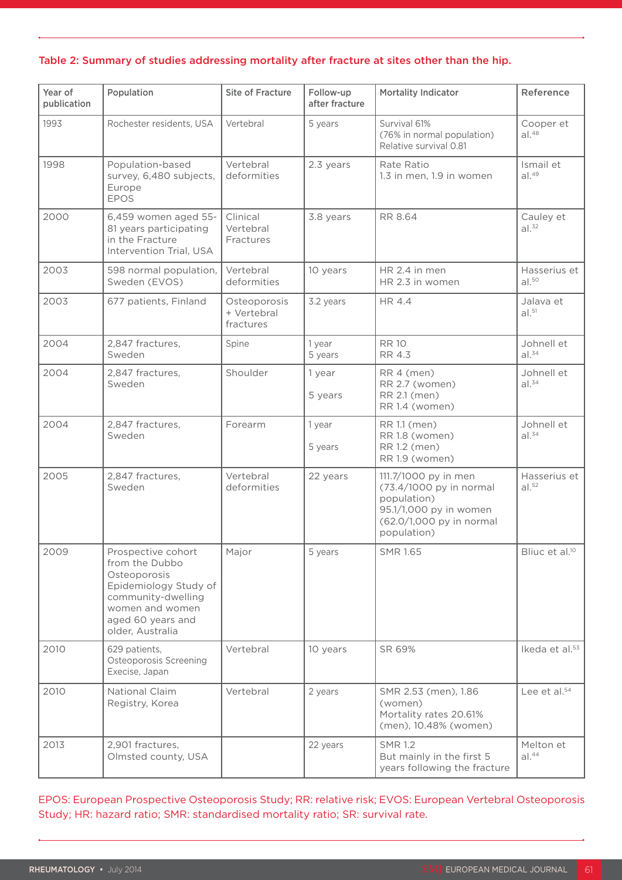**Table 2: Summary of studies addressing mortality after fracture at sites other than the hip.**

| Year of publication | Population | Site of Fracture | Follow-up after fracture | Mortality Indicator | Reference |
|---|---|---|---|---|---|
| 1993 | Rochester residents, USA | Vertebral | 5 years | Survival 61% (76% in normal population) Relative survival 0.81 | Cooper et al.[48] |
| 1998 | Population-based survey, 6,480 subjects, Europe EPOS | Vertebral deformities | 2.3 years | Rate Ratio 1.3 in men, 1.9 in women | Ismail et al.[49] |
| 2000 | 6,459 women aged 55-81 years participating in the Fracture Intervention Trial, USA | Clinical Vertebral Fractures | 3.8 years | RR 8.64 | Cauley et al.[32] |
| 2003 | 598 normal population, Sweden (EVOS) | Vertebral deformities | 10 years | HR 2.4 in men HR 2.3 in women | Hasserius et al.[50] |
| 2003 | 677 patients, Finland | Osteoporosis + Vertebral fractures | 3.2 years | HR 4.4 | Jalava et al.[51] |
| 2004 | 2,847 fractures, Sweden | Spine | 1 year 5 years | RR 10 RR 4.3 | Johnell et al.[34] |
| 2004 | 2,847 fractures, Sweden | Shoulder | 1 year 5 years | RR 4 (men) RR 2.7 (women) RR 2.1 (men) RR 1.4 (women) | Johnell et al.[34] |
| 2004 | 2,847 fractures, Sweden | Forearm | 1 year 5 years | RR 1.1 (men) RR 1.8 (women) RR 1.2 (men) RR 1.9 (women) | Johnell et al.[34] |
| 2005 | 2,847 fractures, Sweden | Vertebral deformities | 22 years | 111.7/1000 py in men (73.4/1000 py in normal population) 95.1/1,000 py in women (62.0/1,000 py in normal population) | Hasserius et al.[52] |
| 2009 | Prospective cohort from the Dubbo Osteoporosis Epidemiology Study of community-dwelling women and women aged 60 years and older, Australia | Major | 5 years | SMR 1.65 | Bliuc et al.[10] |
| 2010 | 629 patients, Osteoporosis Screening Execise, Japan | Vertebral | 10 years | SR 69% | Ikeda et al.[53] |
| 2010 | National Claim Registry, Korea | Vertebral | 2 years | SMR 2.53 (men), 1.86 (women) Mortality rates 20.61% (men), 10.48% (women) | Lee et al.[54] |
| 2013 | 2,901 fractures, Olmsted county, USA | | 22 years | SMR 1.2 But mainly in the first 5 years following the fracture | Melton et al.[44] |

EPOS: European Prospective Osteoporosis Study; RR: relative risk; EVOS: European Vertebral Osteoporosis Study; HR: hazard ratio; SMR: standardised mortality ratio; SR: survival rate.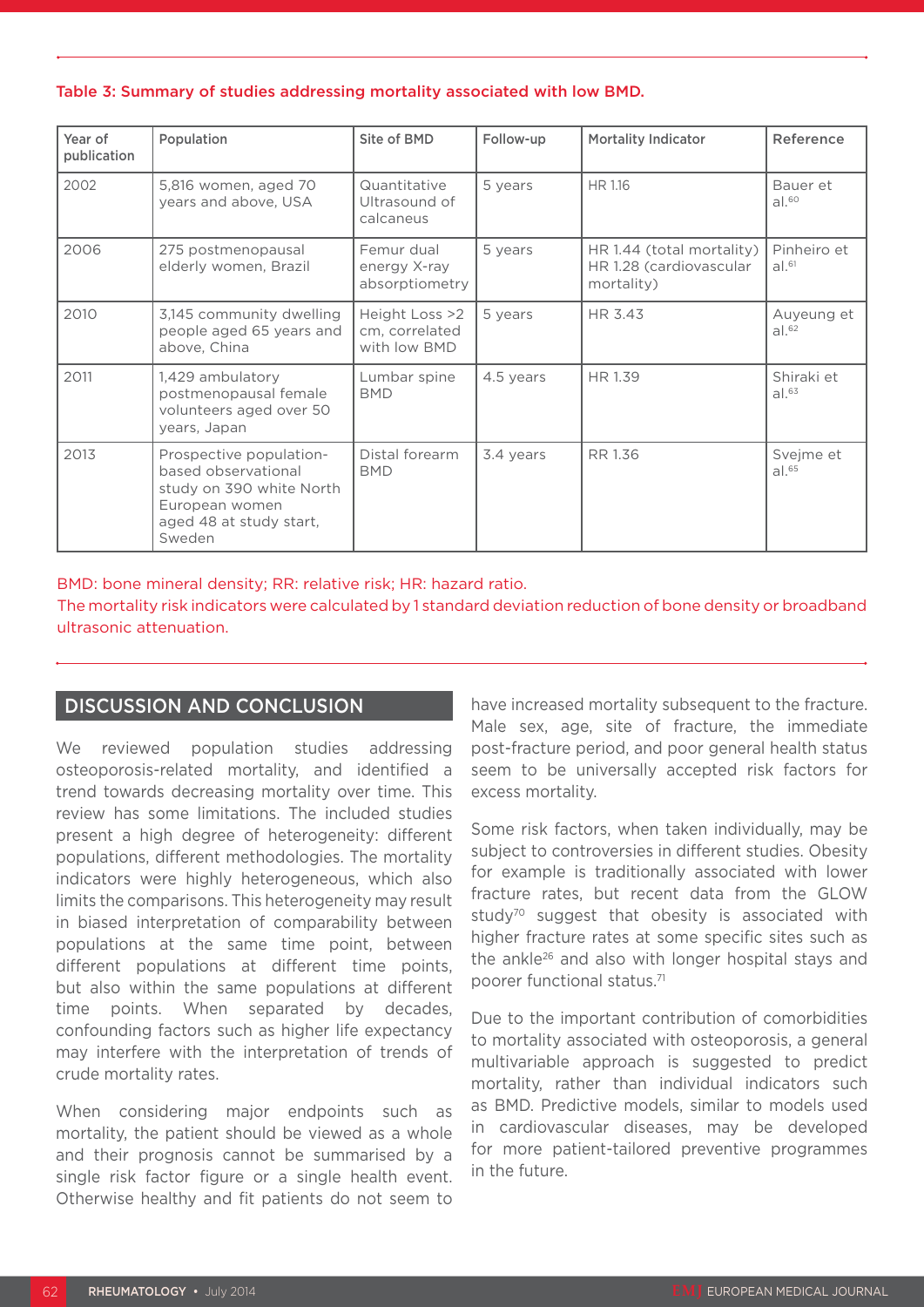**Table 3: Summary of studies addressing mortality associated with low BMD.**

| Year of publication | Population | Site of BMD | Follow-up | Mortality Indicator | Reference |
|---|---|---|---|---|---|
| 2002 | 5,816 women, aged 70 years and above, USA | Quantitative Ultrasound of calcaneus | 5 years | HR 1.16 | Bauer et al.[60] |
| 2006 | 275 postmenopausal elderly women, Brazil | Femur dual energy X-ray absorptiometry | 5 years | HR 1.44 (total mortality) HR 1.28 (cardiovascular mortality) | Pinheiro et al.[61] |
| 2010 | 3,145 community dwelling people aged 65 years and above, China | Height Loss >2 cm, correlated with low BMD | 5 years | HR 3.43 | Auyeung et al.[62] |
| 2011 | 1,429 ambulatory postmenopausal female volunteers aged over 50 years, Japan | Lumbar spine BMD | 4.5 years | HR 1.39 | Shiraki et al.[63] |
| 2013 | Prospective population-based observational study on 390 white North European women aged 48 at study start, Sweden | Distal forearm BMD | 3.4 years | RR 1.36 | Svejme et al.[65] |

BMD: bone mineral density; RR: relative risk; HR: hazard ratio.
The mortality risk indicators were calculated by 1 standard deviation reduction of bone density or broadband ultrasonic attenuation.

## DISCUSSION AND CONCLUSION

We reviewed population studies addressing osteoporosis-related mortality, and identified a trend towards decreasing mortality over time. This review has some limitations. The included studies present a high degree of heterogeneity: different populations, different methodologies. The mortality indicators were highly heterogeneous, which also limits the comparisons. This heterogeneity may result in biased interpretation of comparability between populations at the same time point, between different populations at different time points, but also within the same populations at different time points. When separated by decades, confounding factors such as higher life expectancy may interfere with the interpretation of trends of crude mortality rates.

When considering major endpoints such as mortality, the patient should be viewed as a whole and their prognosis cannot be summarised by a single risk factor figure or a single health event. Otherwise healthy and fit patients do not seem to have increased mortality subsequent to the fracture. Male sex, age, site of fracture, the immediate post-fracture period, and poor general health status seem to be universally accepted risk factors for excess mortality.

Some risk factors, when taken individually, may be subject to controversies in different studies. Obesity for example is traditionally associated with lower fracture rates, but recent data from the GLOW study[70] suggest that obesity is associated with higher fracture rates at some specific sites such as the ankle[26] and also with longer hospital stays and poorer functional status.[71]

Due to the important contribution of comorbidities to mortality associated with osteoporosis, a general multivariable approach is suggested to predict mortality, rather than individual indicators such as BMD. Predictive models, similar to models used in cardiovascular diseases, may be developed for more patient-tailored preventive programmes in the future.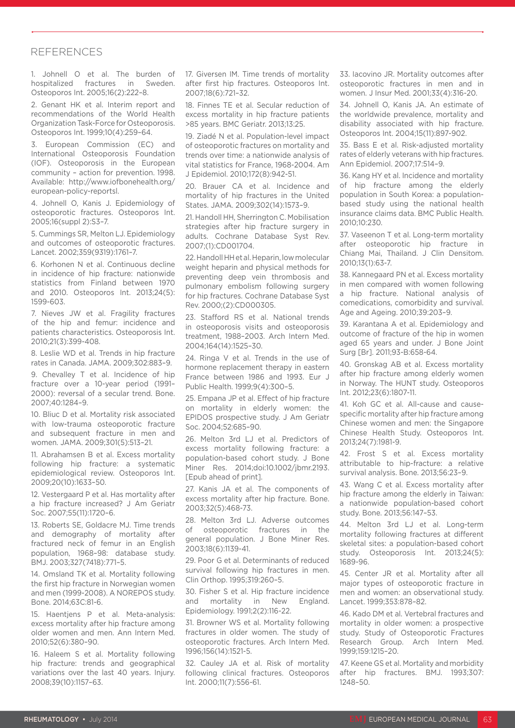## REFERENCES

1. Johnell O et al. The burden of hospitalized fractures in Sweden. Osteoporos Int. 2005;16(2):222–8.

2. Genant HK et al. Interim report and recommendations of the World Health Organization Task-Force for Osteoporosis. Osteoporos Int. 1999;10(4):259–64.

3. European Commission (EC) and International Osteoporosis Foundation (IOF). Osteoporosis in the European community – action for prevention. 1998. Available: http://www.iofbonehealth.org/european-policy-reportsl.

4. Johnell O, Kanis J. Epidemiology of osteoporotic fractures. Osteoporos Int. 2005;16(suppl 2):S3–7.

5. Cummings SR, Melton LJ. Epidemiology and outcomes of osteoporotic fractures. Lancet. 2002;359(9319):1761–7.

6. Korhonen N et al. Continuous decline in incidence of hip fracture: nationwide statistics from Finland between 1970 and 2010. Osteoporos Int. 2013;24(5): 1599-603.

7. Nieves JW et al. Fragility fractures of the hip and femur: incidence and patients characteristics. Osteoporosis Int. 2010;21(3):399-408.

8. Leslie WD et al. Trends in hip fracture rates in Canada. JAMA. 2009;302:883–9.

9. Chevalley T et al. Incidence of hip fracture over a 10-year period (1991–2000): reversal of a secular trend. Bone. 2007;40:1284–9.

10. Bliuc D et al. Mortality risk associated with low-trauma osteoporotic fracture and subsequent fracture in men and women. JAMA. 2009;301(5):513–21.

11. Abrahamsen B et al. Excess mortality following hip fracture: a systematic epidemiological review. Osteoporos Int. 2009;20(10):1633–50.

12. Vestergaard P et al. Has mortality after a hip fracture increased? J Am Geriatr Soc. 2007;55(11):1720–6.

13. Roberts SE, Goldacre MJ. Time trends and demography of mortality after fractured neck of femur in an English population, 1968–98: database study. BMJ. 2003;327(7418):771–5.

14. Omsland TK et al. Mortality following the first hip fracture in Norwegian women and men (1999-2008). A NOREPOS study. Bone. 2014;63C:81-6.

15. Haentjens P et al. Meta-analysis: excess mortality after hip fracture among older women and men. Ann Intern Med. 2010;52(6):380–90.

16. Haleem S et al. Mortality following hip fracture: trends and geographical variations over the last 40 years. Injury. 2008;39(10):1157–63.

17. Giversen IM. Time trends of mortality after first hip fractures. Osteoporos Int. 2007;18(6):721–32.

18. Finnes TE et al. Secular reduction of excess mortality in hip fracture patients >85 years. BMC Geriatr. 2013;13:25.

19. Ziadé N et al. Population-level impact of osteoporotic fractures on mortality and trends over time: a nationwide analysis of vital statistics for France, 1968-2004. Am J Epidemiol. 2010;172(8):942-51.

20. Brauer CA et al. Incidence and mortality of hip fractures in the United States. JAMA. 2009;302(14):1573–9.

21. Handoll HH, Sherrington C. Mobilisation strategies after hip fracture surgery in adults. Cochrane Database Syst Rev. 2007;(1):CD001704.

22. Handoll HH et al. Heparin, low molecular weight heparin and physical methods for preventing deep vein thrombosis and pulmonary embolism following surgery for hip fractures. Cochrane Database Syst Rev. 2000;(2):CD000305.

23. Stafford RS et al. National trends in osteoporosis visits and osteoporosis treatment, 1988–2003. Arch Intern Med. 2004;164(14):1525–30.

24. Ringa V et al. Trends in the use of hormone replacement therapy in eastern France between 1986 and 1993. Eur J Public Health. 1999;9(4):300–5.

25. Empana JP et al. Effect of hip fracture on mortality in elderly women: the EPIDOS prospective study. J Am Geriatr Soc. 2004;52:685–90.

26. Melton 3rd LJ et al. Predictors of excess mortality following fracture: a population-based cohort study. J Bone Miner Res. 2014;doi:10.1002/jbmr.2193. [Epub ahead of print].

27. Kanis JA et al. The components of excess mortality after hip fracture. Bone. 2003;32(5):468-73.

28. Melton 3rd LJ. Adverse outcomes of osteoporotic fractures in the general population. J Bone Miner Res. 2003;18(6):1139-41.

29. Poor G et al. Determinants of reduced survival following hip fractures in men. Clin Orthop. 1995;319:260–5.

30. Fisher S et al. Hip fracture incidence and mortality in New England. Epidemiology. 1991;2(2):116-22.

31. Browner WS et al. Mortality following fractures in older women. The study of osteoporotic fractures. Arch Intern Med. 1996;156(14):1521-5.

32. Cauley JA et al. Risk of mortality following clinical fractures. Osteoporos Int. 2000;11(7):556-61.

33. Iacovino JR. Mortality outcomes after osteoporotic fractures in men and in women. J Insur Med. 2001;33(4):316-20.

34. Johnell O, Kanis JA. An estimate of the worldwide prevalence, mortality and disability associated with hip fracture. Osteoporos Int. 2004;15(11):897-902.

35. Bass E et al. Risk-adjusted mortality rates of elderly veterans with hip fractures. Ann Epidemiol. 2007;17:514–9.

36. Kang HY et al. Incidence and mortality of hip fracture among the elderly population in South Korea: a population-based study using the national health insurance claims data. BMC Public Health. 2010;10:230.

37. Vaseenon T et al. Long-term mortality after osteoporotic hip fracture in Chiang Mai, Thailand. J Clin Densitom. 2010;13(1):63-7.

38. Kannegaard PN et al. Excess mortality in men compared with women following a hip fracture. National analysis of comedications, comorbidity and survival. Age and Ageing. 2010;39:203–9.

39. Karantana A et al. Epidemiology and outcome of fracture of the hip in women aged 65 years and under. J Bone Joint Surg [Br]. 2011;93-B:658-64.

40. Gronskag AB et al. Excess mortality after hip fracture among elderly women in Norway. The HUNT study. Osteoporos Int. 2012;23(6):1807-11.

41. Koh GC et al. All-cause and cause-specific mortality after hip fracture among Chinese women and men: the Singapore Chinese Health Study. Osteoporos Int. 2013;24(7):1981-9.

42. Frost S et al. Excess mortality attributable to hip-fracture: a relative survival analysis. Bone. 2013;56:23–9.

43. Wang C et al. Excess mortality after hip fracture among the elderly in Taiwan: a nationwide population-based cohort study. Bone. 2013;56:147–53.

44. Melton 3rd LJ et al. Long-term mortality following fractures at different skeletal sites: a population-based cohort study. Osteoporosis Int. 2013;24(5): 1689-96.

45. Center JR et al. Mortality after all major types of osteoporotic fracture in men and women: an observational study. Lancet. 1999;353:878–82.

46. Kado DM et al. Vertebral fractures and mortality in older women: a prospective study. Study of Osteoporotic Fractures Research Group. Arch Intern Med. 1999;159:1215–20.

47. Keene GS et al. Mortality and morbidity after hip fractures. BMJ. 1993;307: 1248–50.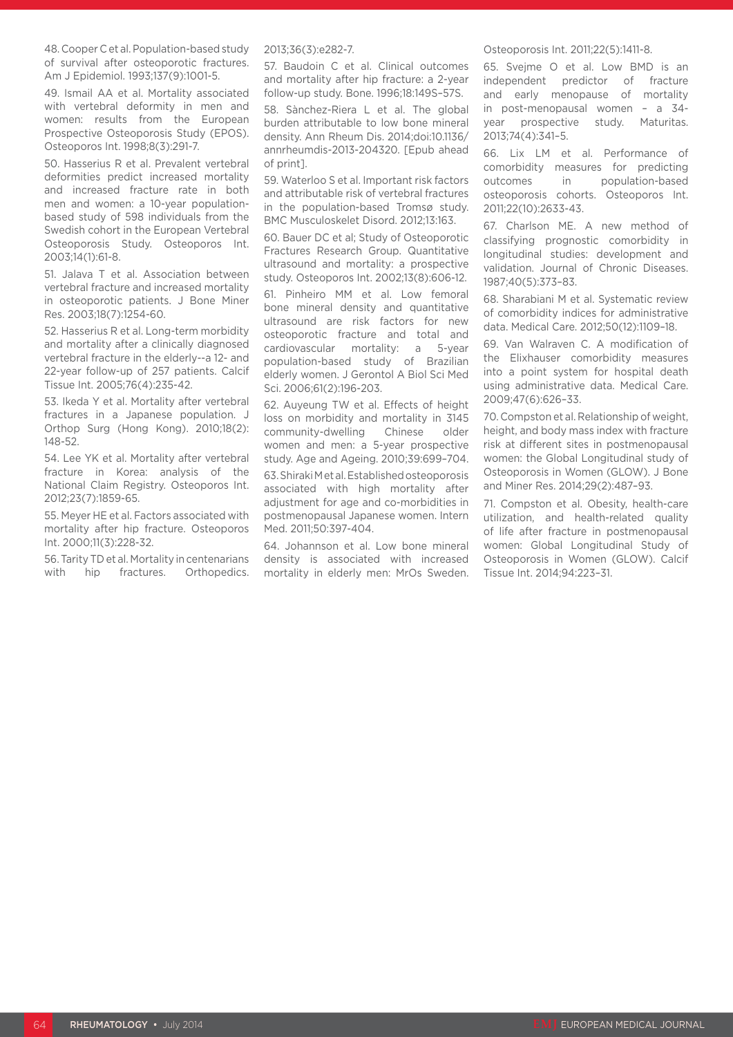48. Cooper C et al. Population-based study of survival after osteoporotic fractures. Am J Epidemiol. 1993;137(9):1001-5.

49. Ismail AA et al. Mortality associated with vertebral deformity in men and women: results from the European Prospective Osteoporosis Study (EPOS). Osteoporos Int. 1998;8(3):291-7.

50. Hasserius R et al. Prevalent vertebral deformities predict increased mortality and increased fracture rate in both men and women: a 10-year population-based study of 598 individuals from the Swedish cohort in the European Vertebral Osteoporosis Study. Osteoporos Int. 2003;14(1):61-8.

51. Jalava T et al. Association between vertebral fracture and increased mortality in osteoporotic patients. J Bone Miner Res. 2003;18(7):1254-60.

52. Hasserius R et al. Long-term morbidity and mortality after a clinically diagnosed vertebral fracture in the elderly--a 12- and 22-year follow-up of 257 patients. Calcif Tissue Int. 2005;76(4):235-42.

53. Ikeda Y et al. Mortality after vertebral fractures in a Japanese population. J Orthop Surg (Hong Kong). 2010;18(2): 148-52.

54. Lee YK et al. Mortality after vertebral fracture in Korea: analysis of the National Claim Registry. Osteoporos Int. 2012;23(7):1859-65.

55. Meyer HE et al. Factors associated with mortality after hip fracture. Osteoporos Int. 2000;11(3):228-32.

56. Tarity TD et al. Mortality in centenarians with hip fractures. Orthopedics. 2013;36(3):e282-7.

57. Baudoin C et al. Clinical outcomes and mortality after hip fracture: a 2-year follow-up study. Bone. 1996;18:149S–57S.

58. Sànchez-Riera L et al. The global burden attributable to low bone mineral density. Ann Rheum Dis. 2014;doi:10.1136/annrheumdis-2013-204320. [Epub ahead of print].

59. Waterloo S et al. Important risk factors and attributable risk of vertebral fractures in the population-based Tromsø study. BMC Musculoskelet Disord. 2012;13:163.

60. Bauer DC et al; Study of Osteoporotic Fractures Research Group. Quantitative ultrasound and mortality: a prospective study. Osteoporos Int. 2002;13(8):606-12.

61. Pinheiro MM et al. Low femoral bone mineral density and quantitative ultrasound are risk factors for new osteoporotic fracture and total and cardiovascular mortality: a 5-year population-based study of Brazilian elderly women. J Gerontol A Biol Sci Med Sci. 2006;61(2):196-203.

62. Auyeung TW et al. Effects of height loss on morbidity and mortality in 3145 community-dwelling Chinese older women and men: a 5-year prospective study. Age and Ageing. 2010;39:699–704.

63. Shiraki M et al. Established osteoporosis associated with high mortality after adjustment for age and co-morbidities in postmenopausal Japanese women. Intern Med. 2011;50:397-404.

64. Johannson et al. Low bone mineral density is associated with increased mortality in elderly men: MrOs Sweden. Osteoporosis Int. 2011;22(5):1411-8.

65. Svejme O et al. Low BMD is an independent predictor of fracture and early menopause of mortality in post-menopausal women – a 34-year prospective study. Maturitas. 2013;74(4):341–5.

66. Lix LM et al. Performance of comorbidity measures for predicting outcomes in population-based osteoporosis cohorts. Osteoporos Int. 2011;22(10):2633-43.

67. Charlson ME. A new method of classifying prognostic comorbidity in longitudinal studies: development and validation. Journal of Chronic Diseases. 1987;40(5):373–83.

68. Sharabiani M et al. Systematic review of comorbidity indices for administrative data. Medical Care. 2012;50(12):1109–18.

69. Van Walraven C. A modification of the Elixhauser comorbidity measures into a point system for hospital death using administrative data. Medical Care. 2009;47(6):626–33.

70. Compston et al. Relationship of weight, height, and body mass index with fracture risk at different sites in postmenopausal women: the Global Longitudinal study of Osteoporosis in Women (GLOW). J Bone and Miner Res. 2014;29(2):487–93.

71. Compston et al. Obesity, health-care utilization, and health-related quality of life after fracture in postmenopausal women: Global Longitudinal Study of Osteoporosis in Women (GLOW). Calcif Tissue Int. 2014;94:223–31.